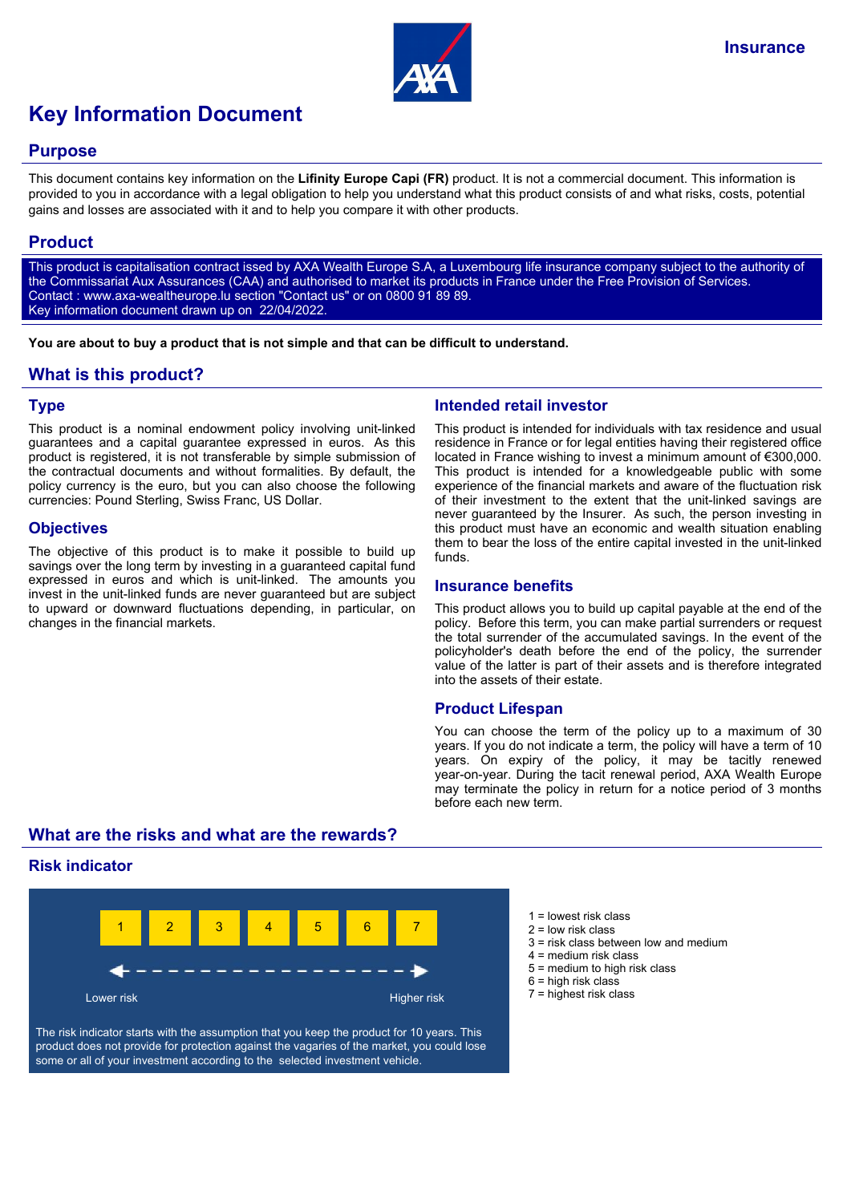Insurance

# Key Information Document

## Purpose

This document contains key information on the **Lifinity Europe Capi (FR)** product. It is not a commercial document. This information is provided to you in accordance with a legal obligation to help you understand what this product consists of and what risks, costs, potential gains and losses are associated with it and to help you compare it with other products.

## Product

This product is capitalisation contract issued by AXA Wealth Europe S.A, a Luxembourg life insurance company subject to the authority of the Commissariat Aux Assurances (CAA) and authorised to market its products in France under the Free Provision of Services.
Contact : www.axa-wealtheurope.lu section "Contact us" or on 0800 91 89 89.
Key information document drawn up on 22/04/2022.

**You are about to buy a product that is not simple and that can be difficult to understand.**

## What is this product?

### Type

This product is a nominal endowment policy involving unit-linked guarantees and a capital guarantee expressed in euros. As this product is registered, it is not transferable by simple submission of the contractual documents and without formalities. By default, the policy currency is the euro, but you can also choose the following currencies: Pound Sterling, Swiss Franc, US Dollar.

### Objectives

The objective of this product is to make it possible to build up savings over the long term by investing in a guaranteed capital fund expressed in euros and which is unit-linked. The amounts you invest in the unit-linked funds are never guaranteed but are subject to upward or downward fluctuations depending, in particular, on changes in the financial markets.

### Intended retail investor

This product is intended for individuals with tax residence and usual residence in France or for legal entities having their registered office located in France wishing to invest a minimum amount of €300,000. This product is intended for a knowledgeable public with some experience of the financial markets and aware of the fluctuation risk of their investment to the extent that the unit-linked savings are never guaranteed by the Insurer. As such, the person investing in this product must have an economic and wealth situation enabling them to bear the loss of the entire capital invested in the unit-linked funds.

### Insurance benefits

This product allows you to build up capital payable at the end of the policy. Before this term, you can make partial surrenders or request the total surrender of the accumulated savings. In the event of the policyholder's death before the end of the policy, the surrender value of the latter is part of their assets and is therefore integrated into the assets of their estate.

### Product Lifespan

You can choose the term of the policy up to a maximum of 30 years. If you do not indicate a term, the policy will have a term of 10 years. On expiry of the policy, it may be tacitly renewed year-on-year. During the tacit renewal period, AXA Wealth Europe may terminate the policy in return for a notice period of 3 months before each new term.

## What are the risks and what are the rewards?

### Risk indicator

| 1 | 2 | 3 | 4 | 5 | 6 | 7 |
|---|---|---|---|---|---|---|

Lower risk ← → Higher risk

The risk indicator starts with the assumption that you keep the product for 10 years. This product does not provide for protection against the vagaries of the market, you could lose some or all of your investment according to the selected investment vehicle.

- 1 = lowest risk class
- 2 = low risk class
- 3 = risk class between low and medium
- 4 = medium risk class
- 5 = medium to high risk class
- 6 = high risk class
- 7 = highest risk class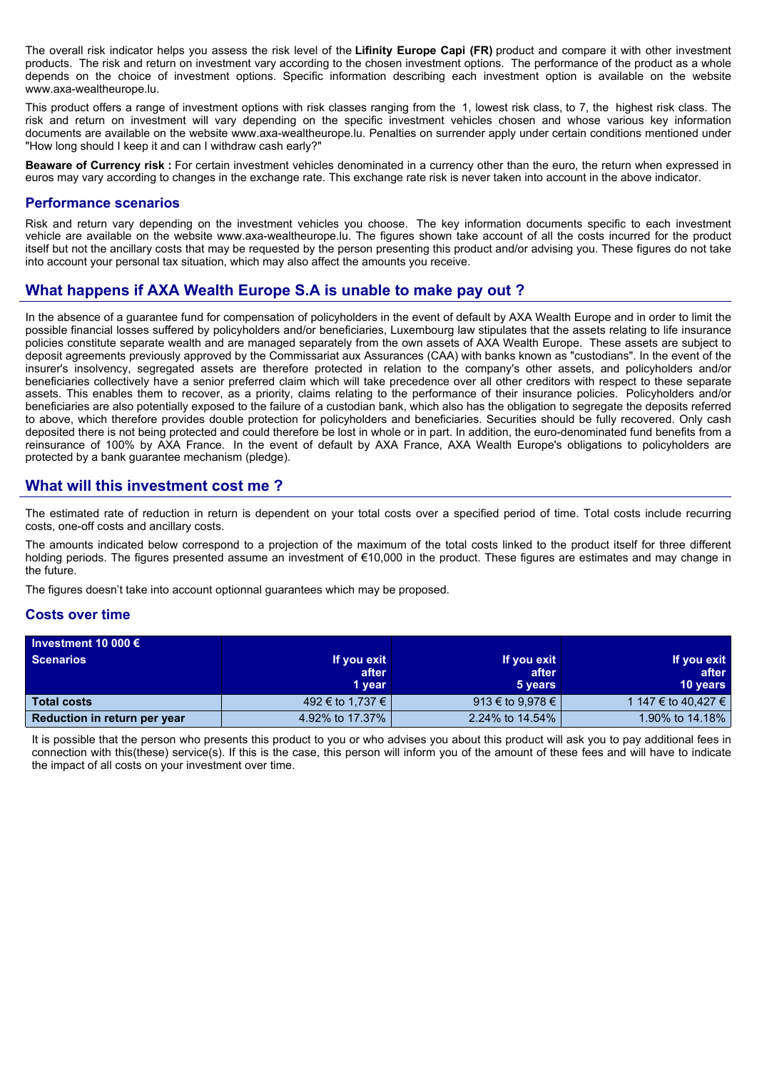The overall risk indicator helps you assess the risk level of the **Lifinity Europe Capi (FR)** product and compare it with other investment products. The risk and return on investment vary according to the chosen investment options. The performance of the product as a whole depends on the choice of investment options. Specific information describing each investment option is available on the website www.axa-wealtheurope.lu.

This product offers a range of investment options with risk classes ranging from the 1, lowest risk class, to 7, the highest risk class. The risk and return on investment will vary depending on the specific investment vehicles chosen and whose various key information documents are available on the website www.axa-wealtheurope.lu. Penalties on surrender apply under certain conditions mentioned under "How long should I keep it and can I withdraw cash early?"

**Beaware of Currency risk :** For certain investment vehicles denominated in a currency other than the euro, the return when expressed in euros may vary according to changes in the exchange rate. This exchange rate risk is never taken into account in the above indicator.

### Performance scenarios

Risk and return vary depending on the investment vehicles you choose. The key information documents specific to each investment vehicle are available on the website www.axa-wealtheurope.lu. The figures shown take account of all the costs incurred for the product itself but not the ancillary costs that may be requested by the person presenting this product and/or advising you. These figures do not take into account your personal tax situation, which may also affect the amounts you receive.

## What happens if AXA Wealth Europe S.A is unable to make pay out ?

In the absence of a guarantee fund for compensation of policyholders in the event of default by AXA Wealth Europe and in order to limit the possible financial losses suffered by policyholders and/or beneficiaries, Luxembourg law stipulates that the assets relating to life insurance policies constitute separate wealth and are managed separately from the own assets of AXA Wealth Europe. These assets are subject to deposit agreements previously approved by the Commissariat aux Assurances (CAA) with banks known as "custodians". In the event of the insurer's insolvency, segregated assets are therefore protected in relation to the company's other assets, and policyholders and/or beneficiaries collectively have a senior preferred claim which will take precedence over all other creditors with respect to these separate assets. This enables them to recover, as a priority, claims relating to the performance of their insurance policies. Policyholders and/or beneficiaries are also potentially exposed to the failure of a custodian bank, which also has the obligation to segregate the deposits referred to above, which therefore provides double protection for policyholders and beneficiaries. Securities should be fully recovered. Only cash deposited there is not being protected and could therefore be lost in whole or in part. In addition, the euro-denominated fund benefits from a reinsurance of 100% by AXA France. In the event of default by AXA France, AXA Wealth Europe's obligations to policyholders are protected by a bank guarantee mechanism (pledge).

## What will this investment cost me ?

The estimated rate of reduction in return is dependent on your total costs over a specified period of time. Total costs include recurring costs, one-off costs and ancillary costs.

The amounts indicated below correspond to a projection of the maximum of the total costs linked to the product itself for three different holding periods. The figures presented assume an investment of €10,000 in the product. These figures are estimates and may change in the future.

The figures doesn't take into account optionnal guarantees which may be proposed.

### Costs over time

| Investment 10 000 €<br>Scenarios | If you exit after 1 year | If you exit after 5 years | If you exit after 10 years |
|---|---|---|---|
| **Total costs** | 492 € to 1,737 € | 913 € to 9,978 € | 1 147 € to 40,427 € |
| **Reduction in return per year** | 4.92% to 17.37% | 2.24% to 14.54% | 1.90% to 14.18% |

It is possible that the person who presents this product to you or who advises you about this product will ask you to pay additional fees in connection with this(these) service(s). If this is the case, this person will inform you of the amount of these fees and will have to indicate the impact of all costs on your investment over time.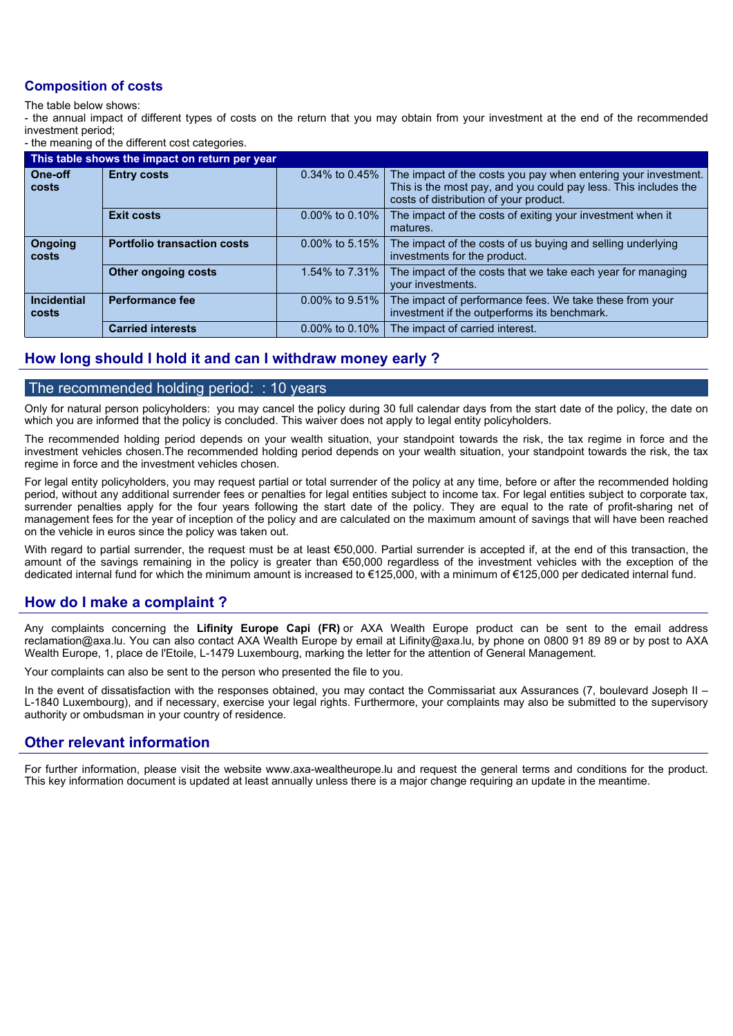## Composition of costs

The table below shows:
- the annual impact of different types of costs on the return that you may obtain from your investment at the end of the recommended investment period;
- the meaning of the different cost categories.

| This table shows the impact on return per year | | | |
|---|---|---|---|
| **One-off costs** | **Entry costs** | 0.34% to 0.45% | The impact of the costs you pay when entering your investment. This is the most pay, and you could pay less. This includes the costs of distribution of your product. |
| | **Exit costs** | 0.00% to 0.10% | The impact of the costs of exiting your investment when it matures. |
| **Ongoing costs** | **Portfolio transaction costs** | 0.00% to 5.15% | The impact of the costs of us buying and selling underlying investments for the product. |
| | **Other ongoing costs** | 1.54% to 7.31% | The impact of the costs that we take each year for managing your investments. |
| **Incidential costs** | **Performance fee** | 0.00% to 9.51% | The impact of performance fees. We take these from your investment if the outperforms its benchmark. |
| | **Carried interests** | 0.00% to 0.10% | The impact of carried interest. |

## How long should I hold it and can I withdraw money early ?

### The recommended holding period: : 10 years

Only for natural person policyholders: you may cancel the policy during 30 full calendar days from the start date of the policy, the date on which you are informed that the policy is concluded. This waiver does not apply to legal entity policyholders.

The recommended holding period depends on your wealth situation, your standpoint towards the risk, the tax regime in force and the investment vehicles chosen.The recommended holding period depends on your wealth situation, your standpoint towards the risk, the tax regime in force and the investment vehicles chosen.

For legal entity policyholders, you may request partial or total surrender of the policy at any time, before or after the recommended holding period, without any additional surrender fees or penalties for legal entities subject to income tax. For legal entities subject to corporate tax, surrender penalties apply for the four years following the start date of the policy. They are equal to the rate of profit-sharing net of management fees for the year of inception of the policy and are calculated on the maximum amount of savings that will have been reached on the vehicle in euros since the policy was taken out.

With regard to partial surrender, the request must be at least €50,000. Partial surrender is accepted if, at the end of this transaction, the amount of the savings remaining in the policy is greater than €50,000 regardless of the investment vehicles with the exception of the dedicated internal fund for which the minimum amount is increased to €125,000, with a minimum of €125,000 per dedicated internal fund.

## How do I make a complaint ?

Any complaints concerning the **Lifinity Europe Capi (FR)** or AXA Wealth Europe product can be sent to the email address reclamation@axa.lu. You can also contact AXA Wealth Europe by email at Lifinity@axa.lu, by phone on 0800 91 89 89 or by post to AXA Wealth Europe, 1, place de l'Etoile, L-1479 Luxembourg, marking the letter for the attention of General Management.

Your complaints can also be sent to the person who presented the file to you.

In the event of dissatisfaction with the responses obtained, you may contact the Commissariat aux Assurances (7, boulevard Joseph II – L-1840 Luxembourg), and if necessary, exercise your legal rights. Furthermore, your complaints may also be submitted to the supervisory authority or ombudsman in your country of residence.

## Other relevant information

For further information, please visit the website www.axa-wealtheurope.lu and request the general terms and conditions for the product. This key information document is updated at least annually unless there is a major change requiring an update in the meantime.